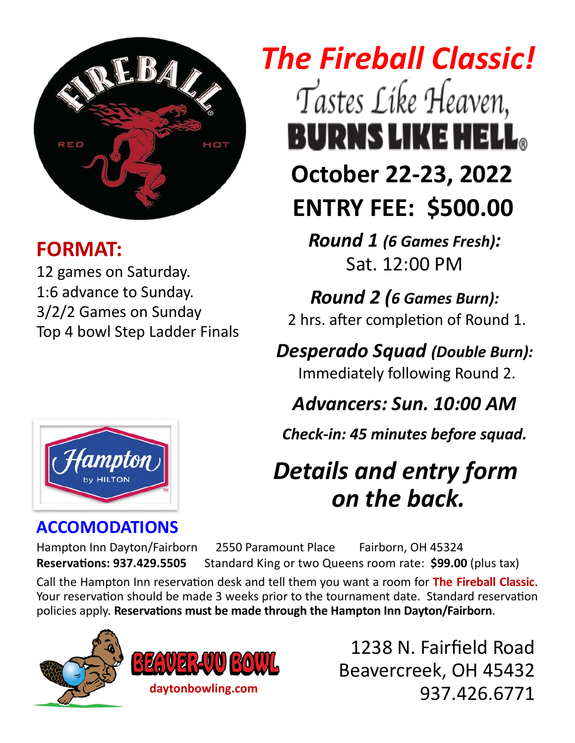# *The Fireball Classic!*

Tastes Like Heaven,
**BURNS LIKE HELL®**

## October 22-23, 2022

## ENTRY FEE: $500.00

## FORMAT:

12 games on Saturday.
1:6 advance to Sunday.
3/2/2 Games on Sunday
Top 4 bowl Step Ladder Finals

***Round 1** (6 Games Fresh):*
Sat. 12:00 PM

***Round 2** (6 Games Burn):*
2 hrs. after completion of Round 1.

***Desperado Squad** (Double Burn):*
Immediately following Round 2.

***Advancers: Sun. 10:00 AM***

***Check-in: 45 minutes before squad.***

***Details and entry form on the back.***

## ACCOMODATIONS

Hampton Inn Dayton/Fairborn 2550 Paramount Place Fairborn, OH 45324
**Reservations: 937.429.5505** Standard King or two Queens room rate: **$99.00** (plus tax)

Call the Hampton Inn reservation desk and tell them you want a room for **The Fireball Classic**. Your reservation should be made 3 weeks prior to the tournament date. Standard reservation policies apply. **Reservations must be made through the Hampton Inn Dayton/Fairborn**.

**BEAVER-VU BOWL**
**daytonbowling.com**

1238 N. Fairfield Road
Beavercreek, OH 45432
937.426.6771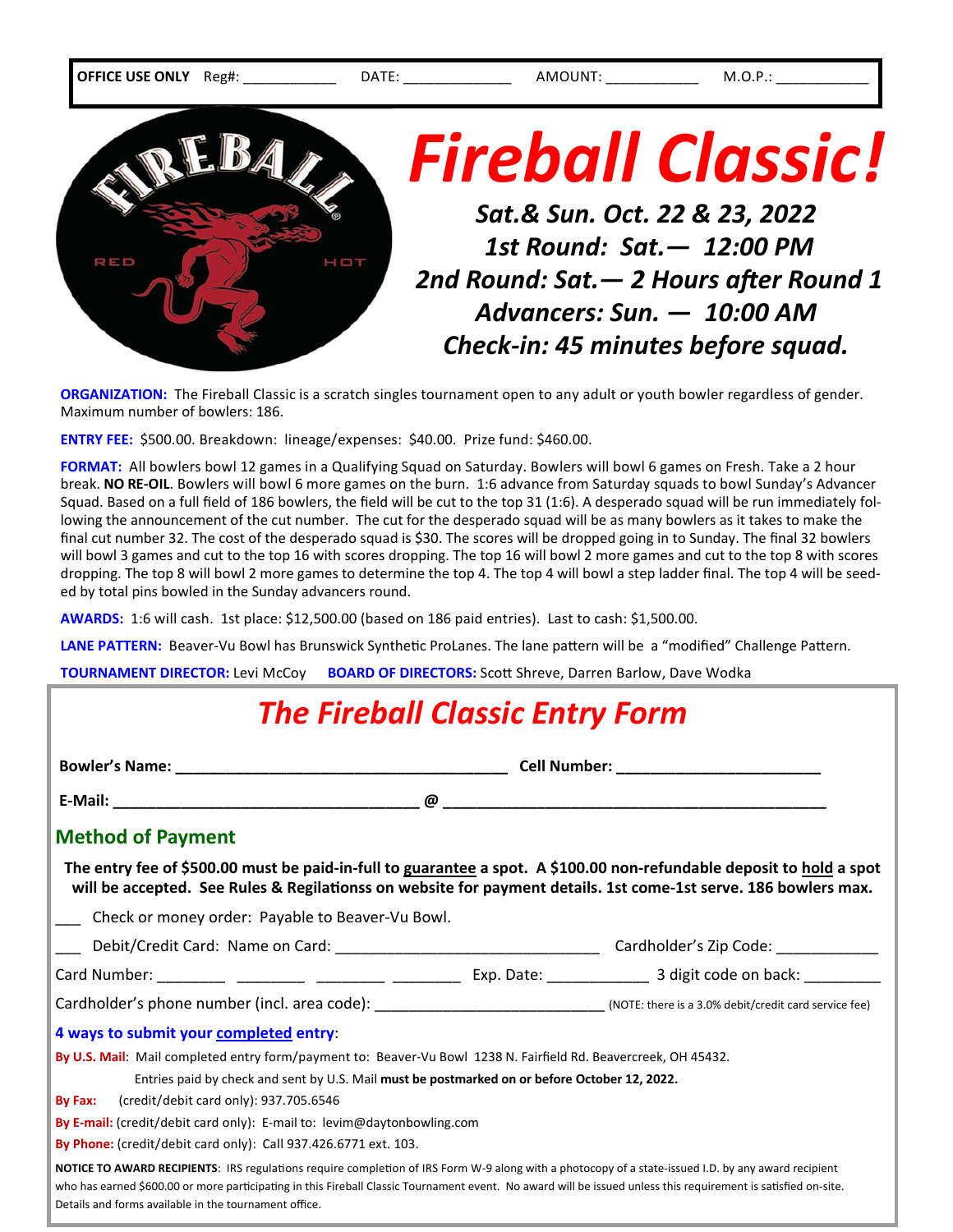**OFFICE USE ONLY** Reg#: ___________ DATE: _____________ AMOUNT: ___________ M.O.P.: ___________

FIREBALL RED HOT

# *Fireball Classic!*

***Sat.& Sun. Oct. 22 & 23, 2022***
***1st Round: Sat.— 12:00 PM***
***2nd Round: Sat.— 2 Hours after Round 1***
***Advancers: Sun. — 10:00 AM***
***Check-in: 45 minutes before squad.***

**ORGANIZATION:** The Fireball Classic is a scratch singles tournament open to any adult or youth bowler regardless of gender. Maximum number of bowlers: 186.

**ENTRY FEE:** $500.00. Breakdown: lineage/expenses: $40.00. Prize fund: $460.00.

**FORMAT:** All bowlers bowl 12 games in a Qualifying Squad on Saturday. Bowlers will bowl 6 games on Fresh. Take a 2 hour break. **NO RE-OIL**. Bowlers will bowl 6 more games on the burn. 1:6 advance from Saturday squads to bowl Sunday's Advancer Squad. Based on a full field of 186 bowlers, the field will be cut to the top 31 (1:6). A desperado squad will be run immediately following the announcement of the cut number. The cut for the desperado squad will be as many bowlers as it takes to make the final cut number 32. The cost of the desperado squad is $30. The scores will be dropped going in to Sunday. The final 32 bowlers will bowl 3 games and cut to the top 16 with scores dropping. The top 16 will bowl 2 more games and cut to the top 8 with scores dropping. The top 8 will bowl 2 more games to determine the top 4. The top 4 will bowl a step ladder final. The top 4 will be seeded by total pins bowled in the Sunday advancers round.

**AWARDS:** 1:6 will cash. 1st place: $12,500.00 (based on 186 paid entries). Last to cash: $1,500.00.

**LANE PATTERN:** Beaver-Vu Bowl has Brunswick Synthetic ProLanes. The lane pattern will be a "modified" Challenge Pattern.

**TOURNAMENT DIRECTOR:** Levi McCoy **BOARD OF DIRECTORS:** Scott Shreve, Darren Barlow, Dave Wodka

## *The Fireball Classic Entry Form*

**Bowler's Name:** ______________________________________ **Cell Number:** _______________________

**E-Mail:** __________________________________ **@** ___________________________________________

### Method of Payment

**The entry fee of $500.00 must be paid-in-full to guarantee a spot. A $100.00 non-refundable deposit to hold a spot will be accepted. See Rules & Regilationss on website for payment details. 1st come-1st serve. 186 bowlers max.**

___ Check or money order: Payable to Beaver-Vu Bowl.

___ Debit/Credit Card: Name on Card: ______________________________ Cardholder's Zip Code: ___________

Card Number: ________ ________ ________ ________ Exp. Date: ____________ 3 digit code on back: _________

Cardholder's phone number (incl. area code): ___________________________ (NOTE: there is a 3.0% debit/credit card service fee)

**4 ways to submit your completed entry:**

**By U.S. Mail**: Mail completed entry form/payment to: Beaver-Vu Bowl 1238 N. Fairfield Rd. Beavercreek, OH 45432.
Entries paid by check and sent by U.S. Mail **must be postmarked on or before October 12, 2022.**

**By Fax:** (credit/debit card only): 937.705.6546

**By E-mail:** (credit/debit card only): E-mail to: levim@daytonbowling.com

**By Phone:** (credit/debit card only): Call 937.426.6771 ext. 103.

**NOTICE TO AWARD RECIPIENTS**: IRS regulations require completion of IRS Form W-9 along with a photocopy of a state-issued I.D. by any award recipient who has earned $600.00 or more participating in this Fireball Classic Tournament event. No award will be issued unless this requirement is satisfied on-site. Details and forms available in the tournament office.